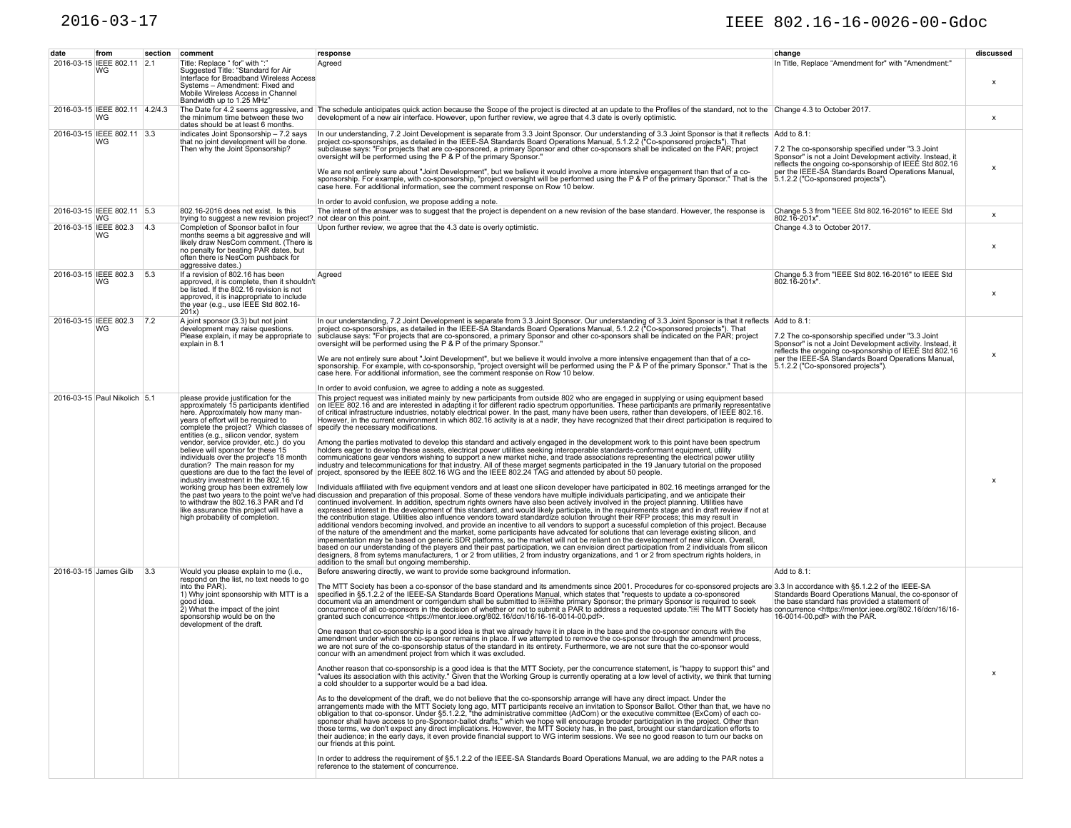| date | from | section | comment | response | change | discussed |
| --- | --- | --- | --- | --- | --- | --- |
| 2016-03-15 | IEEE 802.11 WG | 2.1 | Title: Replace " for" with ":" Suggested Title: "Standard for Air Interface for Broadband Wireless Access Systems – Amendment: Fixed and Mobile Wireless Access in Channel Bandwidth up to 1.25 MHz" | Agreed | In Title, Replace "Amendment for" with "Amendment:" | x |
| 2016-03-15 | IEEE 802.11 WG | 4.2/4.3 | The Date for 4.2 seems aggressive, and the minimum time between these two dates should be at least 6 months. | The schedule anticipates quick action because the Scope of the project is directed at an update to the Profiles of the standard, not to the development of a new air interface. However, upon further review, we agree that 4.3 date is overly optimistic. | Change 4.3 to October 2017. | x |
| 2016-03-15 | IEEE 802.11 WG | 3.3 | indicates Joint Sponsorship – 7.2 says that no joint development will be done. Then why the Joint Sponsorship? | In our understanding, 7.2 Joint Development is separate from 3.3 Joint Sponsor. Our understanding of 3.3 Joint Sponsor is that it reflects project co-sponsorships, as detailed in the IEEE-SA Standards Board Operations Manual, 5.1.2.2 ("Co-sponsored projects"). That subclause says: "For projects that are co-sponsored, a primary Sponsor and other co-sponsors shall be indicated on the PAR; project oversight will be performed using the P & P of the primary Sponsor."<br><br>We are not entirely sure about "Joint Development", but we believe it would involve a more intensive engagement than that of a co-sponsorship. For example, with co-sponsorship, "project oversight will be performed using the P & P of the primary Sponsor." That is the case here. For additional information, see the comment response on Row 10 below.<br><br>In order to avoid confusion, we propose adding a note. | Add to 8.1:<br><br>7.2 The co-sponsorship specified under "3.3 Joint Sponsor" is not a Joint Development activity. Instead, it reflects the ongoing co-sponsorship of IEEE Std 802.16 per the IEEE-SA Standards Board Operations Manual, 5.1.2.2 ("Co-sponsored projects"). | x |
| 2016-03-15 | IEEE 802.11 WG | 5.3 | 802.16-2016 does not exist. Is this trying to suggest a new revision project? | The intent of the answer was to suggest that the project is dependent on a new revision of the base standard. However, the response is not clear on this point. | Change 5.3 from "IEEE Std 802.16-2016" to IEEE Std 802.16-201x". | x |
| 2016-03-15 | IEEE 802.3 WG | 4.3 | Completion of Sponsor ballot in four months seems a bit aggressive and will likely draw NesCom comment. (There is no penalty for beating PAR dates, but often there is NesCom pushback for aggressive dates.) | Upon further review, we agree that the 4.3 date is overly optimistic. | Change 4.3 to October 2017. | x |
| 2016-03-15 | IEEE 802.3 WG | 5.3 | If a revision of 802.16 has been approved, it is complete, then it shouldn't be listed. If the 802.16 revision is not approved, it is inappropriate to include the year (e.g., use IEEE Std 802.16-201x) | Agreed | Change 5.3 from "IEEE Std 802.16-2016" to IEEE Std 802.16-201x". | x |
| 2016-03-15 | IEEE 802.3 WG | 7.2 | A joint sponsor (3.3) but not joint development may raise questions. Please explain, it may be appropriate to explain in 8.1 | In our understanding, 7.2 Joint Development is separate from 3.3 Joint Sponsor. Our understanding of 3.3 Joint Sponsor is that it reflects project co-sponsorships, as detailed in the IEEE-SA Standards Board Operations Manual, 5.1.2.2 ("Co-sponsored projects"). That subclause says: "For projects that are co-sponsored, a primary Sponsor and other co-sponsors shall be indicated on the PAR; project oversight will be performed using the P & P of the primary Sponsor."<br><br>We are not entirely sure about "Joint Development", but we believe it would involve a more intensive engagement than that of a co-sponsorship. For example, with co-sponsorship, "project oversight will be performed using the P & P of the primary Sponsor." That is the case here. For additional information, see the comment response on Row 10 below.<br><br>In order to avoid confusion, we agree to adding a note as suggested. | Add to 8.1:<br><br>7.2 The co-sponsorship specified under "3.3 Joint Sponsor" is not a Joint Development activity. Instead, it reflects the ongoing co-sponsorship of IEEE Std 802.16 per the IEEE-SA Standards Board Operations Manual, 5.1.2.2 ("Co-sponsored projects"). | x |
| 2016-03-15 | Paul Nikolich | 5.1 | please provide justification for the approximately 15 participants identified here. Approximately how many man-years of effort will be required to complete the project? Which classes of entities (e.g., silicon vendor, system vendor, service provider, etc.) do you believe will sponsor for these 15 individuals over the project's 18 month duration? The main reason for my questions are due to the fact the level of industry investment in the 802.16 working group has been extremely low the past two years to the point we've had to withdraw the 802.16.3 PAR and I'd like assurance this project will have a high probability of completion. | This project request was initiated mainly by new participants from outside 802 who are engaged in supplying or using equipment based on IEEE 802.16 and are interested in adapting it for different radio spectrum opportunities. These participants are primarily representative of critical infrastructure industries, notably electrical power. In the past, many have been users, rather than developers, of IEEE 802.16. However, in the current environment in which 802.16 activity is at a nadir, they have recognized that their direct participation is required to specify the necessary modifications.<br><br>Among the parties motivated to develop this standard and actively engaged in the development work to this point have been spectrum holders eager to develop these assets, electrical power utilities seeking interoperable standards-conformant equipment, utility communications gear vendors wishing to support a new market niche, and trade associations representing the electrical power utility industry and telecommunications for that industry. All of these marget segments participated in the 19 January tutorial on the proposed project, sponsored by the IEEE 802.16 WG and the IEEE 802.24 TAG and attended by about 50 people.<br><br>Individuals affiliated with five equipment vendors and at least one silicon developer have participated in 802.16 meetings arranged for the discussion and preparation of this proposal. Some of these vendors have multiple individuals participating, and we anticipate their continued involvement. In addition, spectrum rights owners have also been actively involved in the project planning. Utilities have expressed interest in the development of this standard, and would likely participate, in the requirements stage and in draft review if not at the contribution stage. Utilities also influence vendors toward standardize solution throught their RFP process; this may result in additional vendors becoming involved, and provide an incentive to all vendors to support a sucessful completion of this project. Because of the nature of the amendment and the market, some participants have advcated for solutions that can leverage existing silicon, and impementation may be based on generic SDR platforms, so the market will not be reliant on the development of new silicon. Overall, based on our understanding of the players and their past participation, we can envision direct participation from 2 individuals from silicon designers, 8 from sytems manufacturers, 1 or 2 from utilities, 2 from industry organizations, and 1 or 2 from spectrum rights holders, in addition to the small but ongoing membership. | | x |
| 2016-03-15 | James Gilb | 3.3 | Would you please explain to me (i.e., respond on the list, no text needs to go into the PAR).<br>1) Why joint sponsorship with MTT is a good idea.<br>2) What the impact of the joint sponsorship would be on the development of the draft. | Before answering directly, we want to provide some background information.<br><br>The MTT Society has been a co-sponsor of the base standard and its amendments since 2001. Procedures for co-sponsored projects are specified in §5.1.2.2 of the IEEE-SA Standards Board Operations Manual, which states that "requests to update a co-sponsored document via an amendment or corrigendum shall be submitted to the primary Sponsor; the primary Sponsor is required to seek concurrence of all co-sponsors in the decision of whether or not to submit a PAR to address a requested update." The MTT Society has granted such concurrence <https://mentor.ieee.org/802.16/dcn/16/16-16-0014-00.pdf>.<br><br>One reason that co-sponsorship is a good idea is that we already have it in place in the base and the co-sponsor concurs with the amendment under which the co-sponsor remains in place. If we attempted to remove the co-sponsor through the amendment process, we are not sure of the co-sponsorship status of the standard in its entirety. Furthermore, we are not sure that the co-sponsor would concur with an amendment project from which it was excluded.<br><br>Another reason that co-sponsorship is a good idea is that the MTT Society, per the concurrence statement, is "happy to support this" and "values its association with this activity." Given that the Working Group is currently operating at a low level of activity, we think that turning a cold shoulder to a supporter would be a bad idea.<br><br>As to the development of the draft, we do not believe that the co-sponsorship arrange will have any direct impact. Under the arrangements made with the MTT Society long ago, MTT participants receive an invitation to Sponsor Ballot. Other than that, we have no obligation to that co-sponsor. Under §5.1.2.2, "the administrative committee (AdCom) or the executive committee (ExCom) of each co-sponsor shall have access to pre-Sponsor-ballot drafts," which we hope will encourage broader participation in the project. Other than those terms, we don't expect any direct implications. However, the MTT Society has, in the past, brought our standardization efforts to their audience; in the early days, it even provide financial support to WG interim sessions. We see no good reason to turn our backs on our friends at this point.<br><br>In order to address the requirement of §5.1.2.2 of the IEEE-SA Standards Board Operations Manual, we are adding to the PAR notes a reference to the statement of concurrence. | Add to 8.1:<br><br>3.3 In accordance with §5.1.2.2 of the IEEE-SA Standards Board Operations Manual, the co-sponsor of the base standard has provided a statement of concurrence <https://mentor.ieee.org/802.16/dcn/16/16-16-0014-00.pdf> with the PAR. | x |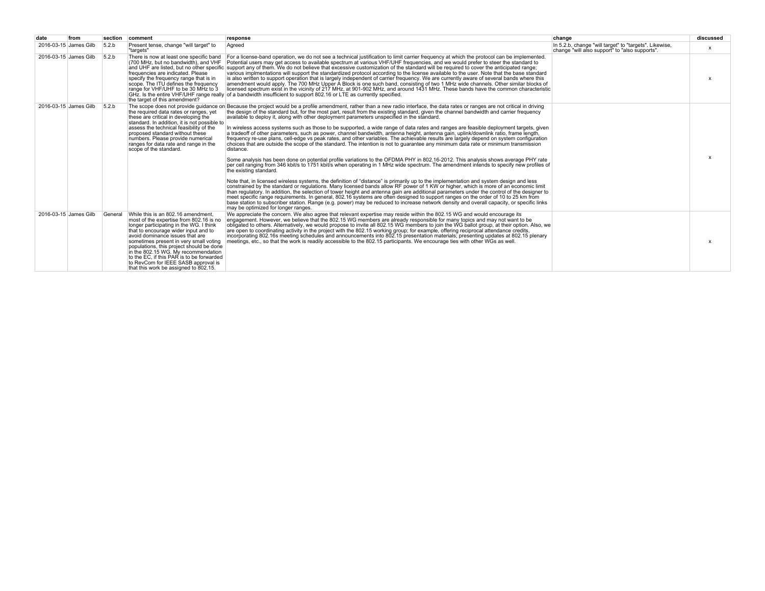| date | from | section | comment | response | change | discussed |
|---|---|---|---|---|---|---|
| 2016-03-15 | James Gilb | 5.2.b | Present tense, change "will target" to "targets" | Agreed | In 5.2.b, change "will target" to "targets". Likewise, change "will also support" to "also supports". | x |
| 2016-03-15 | James Gilb | 5.2.b | There is now at least one specific band (700 MHz, but no bandwidth), and VHF and UHF are listed, but no other specific frequencies are indicated. Please specify the frequency range that is in scope. The ITU defines the frequency range for VHF/UHF to be 30 MHz to 3 GHz. Is the entire VHF/UHF range really the target of this amendment? | For a license-band operation, we do not see a technical justification to limit carrier frequency at which the protocol can be implemented. Potential users may get access to available spectrum at various VHF/UHF frequencies, and we would prefer to steer the standard to support any of them. We do not believe that excessive customization of the standard will be required to cover the anticipated range; various implmentations will support the standardized protocol according to the license available to the user. Note that the base standard is also written to support operation that is largely independent of carrier frequency. We are currently aware of several bands where this amendment would apply. The 700 MHz Upper A Block is one such band, consisting of two 1 MHz wide channels. Other similar blocks of licensed spectrum exist in the vicinity of 217 MHz, at 901-902 MHz, and around 1431 MHz. These bands have the common characteristic of a bandwidth insufficient to support 802.16 or LTE as currently specified. | | x |
| 2016-03-15 | James Gilb | 5.2.b | The scope does not provide guidance on the required data rates or ranges, yet these are critical in developing the standard. In addition, it is not possible to assess the technical feasibility of the proposed standard without these numbers. Please provide numerical ranges for data rate and range in the scope of the standard. | Because the project would be a profile amendment, rather than a new radio interface, the data rates or ranges are not critical in driving the design of the standard but, for the most part, result from the existing standard, given the channel bandwidth and carrier frequency available to deploy it, along with other deployment parameters unspecified in the standard.<br><br>In wireless access systems such as those to be supported, a wide range of data rates and ranges are feasible deployment targets, given a tradeoff of other parameters, such as power, channel bandwidth, antenna height, antenna gain, uplink/downlink ratio, frame length, frequency re-use plans, cell-edge vs peak rates, and other variables. The achievable results are largely depend on system configuration choices that are outside the scope of the standard. The intention is not to guarantee any minimum data rate or minimum transmission distance.<br><br>Some analysis has been done on potential profile variations to the OFDMA PHY in 802.16-2012. This analysis shows average PHY rate per cell ranging from 346 kbit/s to 1751 kbit/s when operating in 1 MHz wide spectrum. The amendment intends to specify new profiles of the existing standard.<br><br>Note that, in licensed wireless systems, the definition of "distance" is primarily up to the implementation and system design and less constrained by the standard or regulations. Many licensed bands allow RF power of 1 KW or higher, which is more of an economic limit than regulatory. In addition, the selection of tower height and antenna gain are additional parameters under the control of the designer to meet specific range requirements. In general, 802.16 systems are often designed to support ranges on the order of 10 to 25 km from base station to subscriber station. Range (e.g. power) may be reduced to increase network density and overall capacity, or specific links may be optimized for longer ranges. | | x |
| 2016-03-15 | James Gilb | General | While this is an 802.16 amendment, most of the expertise from 802.16 is no longer participating in the WG. I think that to encourage wider input and to avoid dominance issues that are sometimes present in very small voting populations, this project should be done in the 802.15 WG. My recommendation to the EC, if this PAR is to be forwarded to RevCom for IEEE SASB approval is that this work be assigned to 802.15. | We appreciate the concern. We also agree that relevant expertise may reside within the 802.15 WG and would encourage its engagement. However, we believe that the 802.15 WG members are already responsible for many topics and may not want to be obligated to others. Alternatively, we would propose to invite all 802.15 WG members to join the WG ballot group, at their option. Also, we are open to coordinating activity in the project with the 802.15 working group; for example, offering reciprocal attendance credits, incorporating 802.16s meeting schedules and announcements into 802.15 presentation materials; presenting updates at 802.15 plenary meetings, etc., so that the work is readily accessible to the 802.15 participants. We encourage ties with other WGs as well. | | x |